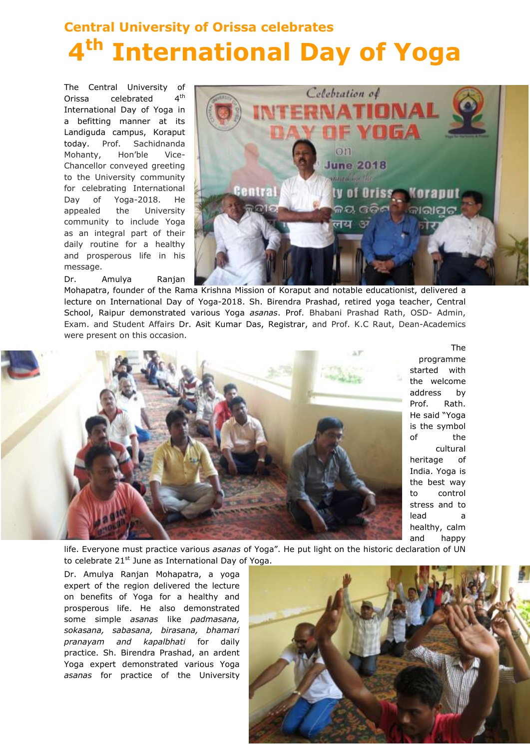## Central University of Orissa celebrates

# 4th International Day of Yoga

The Central University of Orissa celebrated 4th International Day of Yoga in a befitting manner at its Landiguda campus, Koraput today. Prof. Sachidnanda Mohanty, Hon'ble Vice-Chancellor conveyed greeting to the University community for celebrating International Day of Yoga-2018. He appealed the University community to include Yoga as an integral part of their daily routine for a healthy and prosperous life in his message.

Dr. Amulya Ranjan Mohapatra, founder of the Rama Krishna Mission of Koraput and notable educationist, delivered a lecture on International Day of Yoga-2018. Sh. Birendra Prashad, retired yoga teacher, Central School, Raipur demonstrated various Yoga *asanas*. Prof. Bhabani Prashad Rath, OSD- Admin, Exam. and Student Affairs Dr. Asit Kumar Das, Registrar, and Prof. K.C Raut, Dean-Academics were present on this occasion.

The programme started with the welcome address by Prof. Rath. He said "Yoga is the symbol of the cultural heritage of India. Yoga is the best way to control stress and to lead a healthy, calm and happy life. Everyone must practice various *asanas* of Yoga". He put light on the historic declaration of UN to celebrate 21st June as International Day of Yoga.

Dr. Amulya Ranjan Mohapatra, a yoga expert of the region delivered the lecture on benefits of Yoga for a healthy and prosperous life. He also demonstrated some simple *asanas* like *padmasana, sokasana, sabasana, birasana, bhamari pranayam and kapalbhati* for daily practice. Sh. Birendra Prashad, an ardent Yoga expert demonstrated various Yoga *asanas* for practice of the University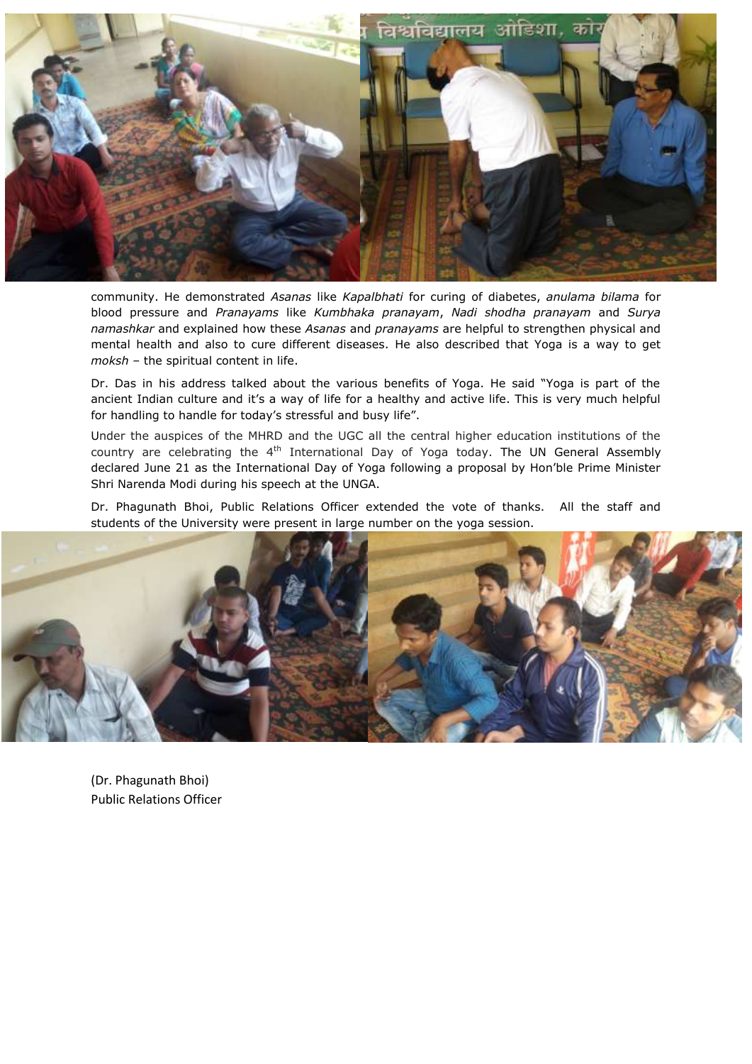community. He demonstrated *Asanas* like *Kapalbhati* for curing of diabetes, *anulama bilama* for blood pressure and *Pranayams* like *Kumbhaka pranayam*, *Nadi shodha pranayam* and *Surya namashkar* and explained how these *Asanas* and *pranayams* are helpful to strengthen physical and mental health and also to cure different diseases. He also described that Yoga is a way to get *moksh* – the spiritual content in life.

Dr. Das in his address talked about the various benefits of Yoga. He said "Yoga is part of the ancient Indian culture and it's a way of life for a healthy and active life. This is very much helpful for handling to handle for today's stressful and busy life".

Under the auspices of the MHRD and the UGC all the central higher education institutions of the country are celebrating the 4th International Day of Yoga today. The UN General Assembly declared June 21 as the International Day of Yoga following a proposal by Hon'ble Prime Minister Shri Narenda Modi during his speech at the UNGA.

Dr. Phagunath Bhoi, Public Relations Officer extended the vote of thanks. All the staff and students of the University were present in large number on the yoga session.

(Dr. Phagunath Bhoi)
Public Relations Officer